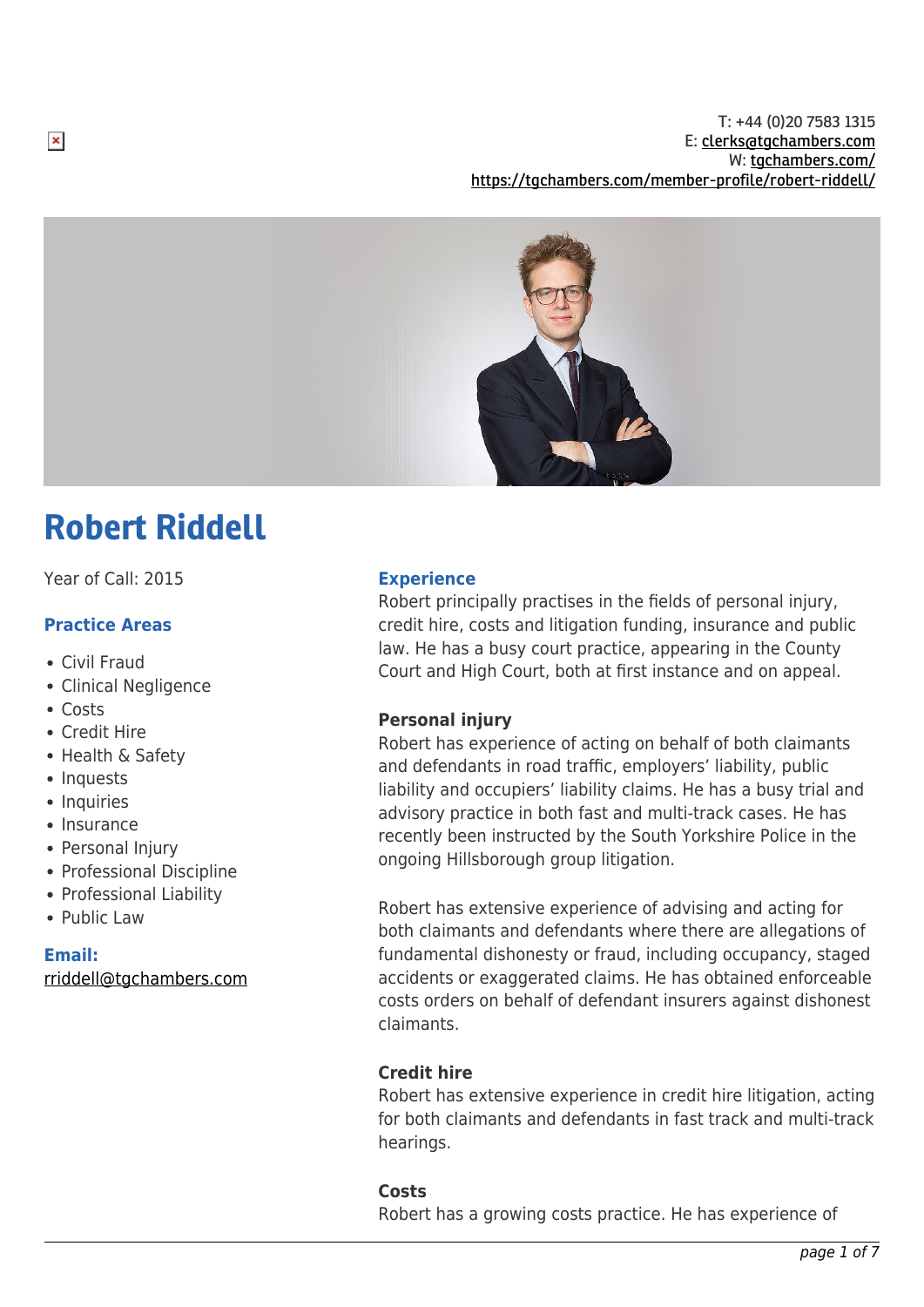T: +44 (0)20 7583 1315
E: clerks@tgchambers.com
W: tgchambers.com/
https://tgchambers.com/member-profile/robert-riddell/

# Robert Riddell

Year of Call: 2015

## Practice Areas

- Civil Fraud
- Clinical Negligence
- Costs
- Credit Hire
- Health & Safety
- Inquests
- Inquiries
- Insurance
- Personal Injury
- Professional Discipline
- Professional Liability
- Public Law

**Email:**
rriddell@tgchambers.com

## Experience

Robert principally practises in the fields of personal injury, credit hire, costs and litigation funding, insurance and public law. He has a busy court practice, appearing in the County Court and High Court, both at first instance and on appeal.

### Personal injury

Robert has experience of acting on behalf of both claimants and defendants in road traffic, employers' liability, public liability and occupiers' liability claims. He has a busy trial and advisory practice in both fast and multi-track cases. He has recently been instructed by the South Yorkshire Police in the ongoing Hillsborough group litigation.

Robert has extensive experience of advising and acting for both claimants and defendants where there are allegations of fundamental dishonesty or fraud, including occupancy, staged accidents or exaggerated claims. He has obtained enforceable costs orders on behalf of defendant insurers against dishonest claimants.

### Credit hire

Robert has extensive experience in credit hire litigation, acting for both claimants and defendants in fast track and multi-track hearings.

### Costs

Robert has a growing costs practice. He has experience of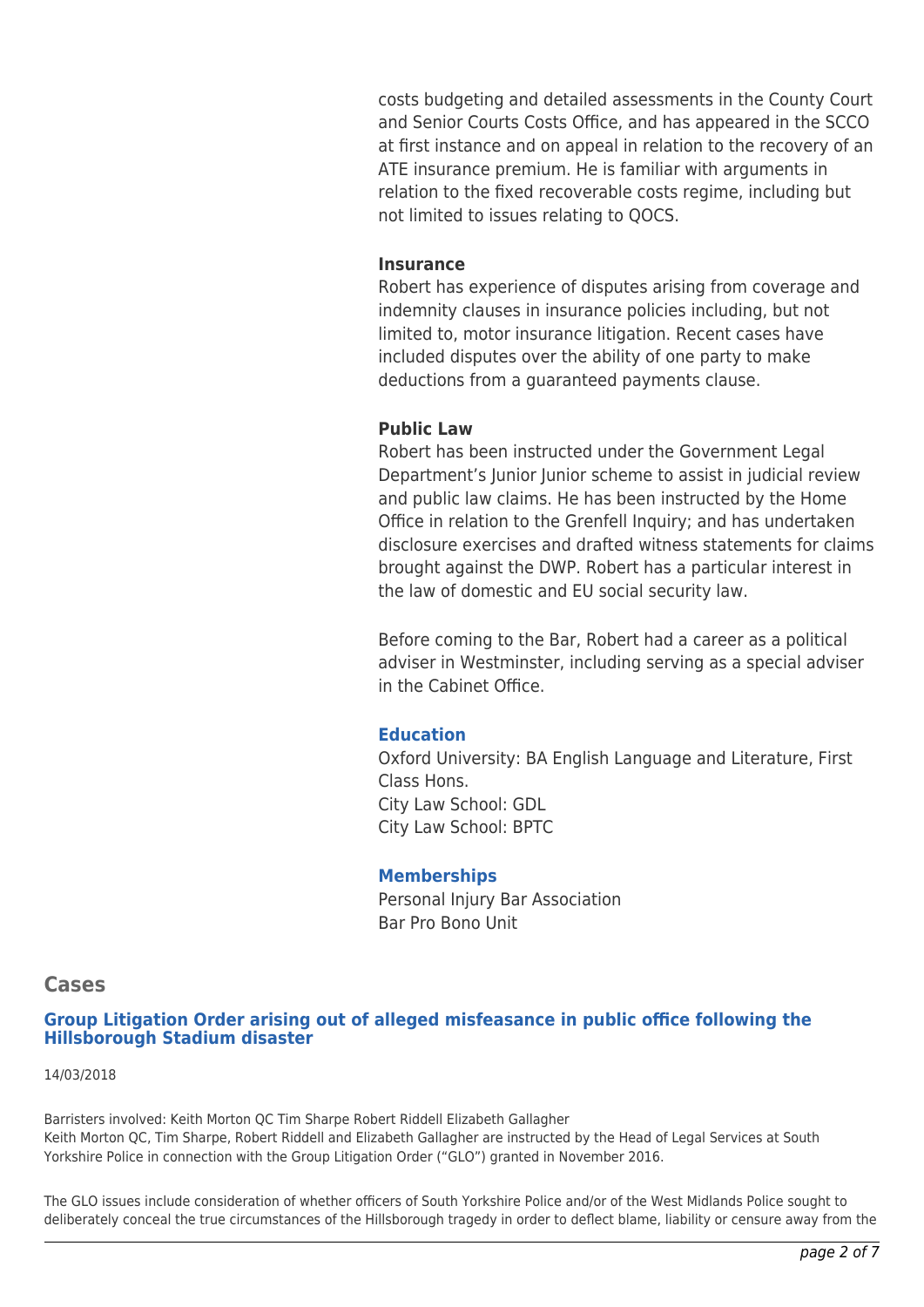costs budgeting and detailed assessments in the County Court and Senior Courts Costs Office, and has appeared in the SCCO at first instance and on appeal in relation to the recovery of an ATE insurance premium. He is familiar with arguments in relation to the fixed recoverable costs regime, including but not limited to issues relating to QOCS.

**Insurance**

Robert has experience of disputes arising from coverage and indemnity clauses in insurance policies including, but not limited to, motor insurance litigation. Recent cases have included disputes over the ability of one party to make deductions from a guaranteed payments clause.

**Public Law**

Robert has been instructed under the Government Legal Department's Junior Junior scheme to assist in judicial review and public law claims. He has been instructed by the Home Office in relation to the Grenfell Inquiry; and has undertaken disclosure exercises and drafted witness statements for claims brought against the DWP. Robert has a particular interest in the law of domestic and EU social security law.

Before coming to the Bar, Robert had a career as a political adviser in Westminster, including serving as a special adviser in the Cabinet Office.

### Education

Oxford University: BA English Language and Literature, First Class Hons.
City Law School: GDL
City Law School: BPTC

### Memberships

Personal Injury Bar Association
Bar Pro Bono Unit

## Cases

### Group Litigation Order arising out of alleged misfeasance in public office following the Hillsborough Stadium disaster

14/03/2018

Barristers involved: Keith Morton QC Tim Sharpe Robert Riddell Elizabeth Gallagher
Keith Morton QC, Tim Sharpe, Robert Riddell and Elizabeth Gallagher are instructed by the Head of Legal Services at South Yorkshire Police in connection with the Group Litigation Order ("GLO") granted in November 2016.

The GLO issues include consideration of whether officers of South Yorkshire Police and/or of the West Midlands Police sought to deliberately conceal the true circumstances of the Hillsborough tragedy in order to deflect blame, liability or censure away from the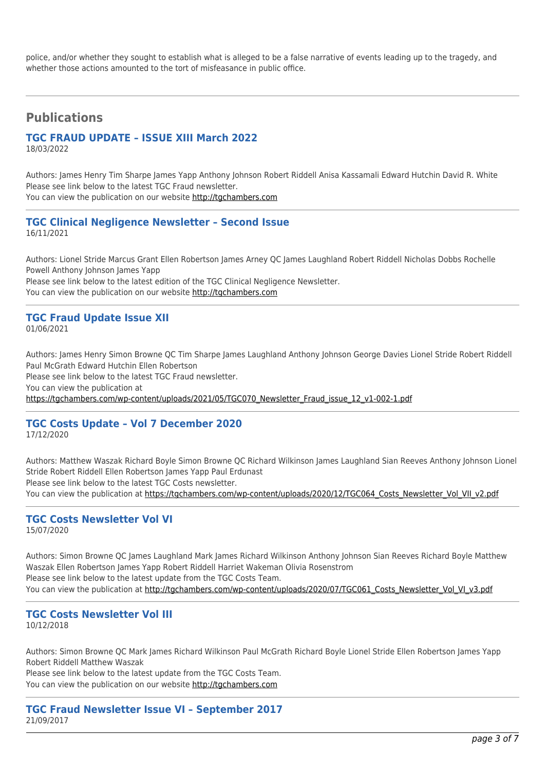police, and/or whether they sought to establish what is alleged to be a false narrative of events leading up to the tragedy, and whether those actions amounted to the tort of misfeasance in public office.

---

## Publications

### TGC FRAUD UPDATE – ISSUE XIII March 2022

18/03/2022

Authors: James Henry Tim Sharpe James Yapp Anthony Johnson Robert Riddell Anisa Kassamali Edward Hutchin David R. White
Please see link below to the latest TGC Fraud newsletter.
You can view the publication on our website http://tgchambers.com

---

### TGC Clinical Negligence Newsletter – Second Issue

16/11/2021

Authors: Lionel Stride Marcus Grant Ellen Robertson James Arney QC James Laughland Robert Riddell Nicholas Dobbs Rochelle Powell Anthony Johnson James Yapp
Please see link below to the latest edition of the TGC Clinical Negligence Newsletter.
You can view the publication on our website http://tgchambers.com

---

### TGC Fraud Update Issue XII

01/06/2021

Authors: James Henry Simon Browne QC Tim Sharpe James Laughland Anthony Johnson George Davies Lionel Stride Robert Riddell Paul McGrath Edward Hutchin Ellen Robertson
Please see link below to the latest TGC Fraud newsletter.
You can view the publication at
https://tgchambers.com/wp-content/uploads/2021/05/TGC070_Newsletter_Fraud_issue_12_v1-002-1.pdf

---

### TGC Costs Update – Vol 7 December 2020

17/12/2020

Authors: Matthew Waszak Richard Boyle Simon Browne QC Richard Wilkinson James Laughland Sian Reeves Anthony Johnson Lionel Stride Robert Riddell Ellen Robertson James Yapp Paul Erdunast
Please see link below to the latest TGC Costs newsletter.
You can view the publication at https://tgchambers.com/wp-content/uploads/2020/12/TGC064_Costs_Newsletter_Vol_VII_v2.pdf

---

### TGC Costs Newsletter Vol VI

15/07/2020

Authors: Simon Browne QC James Laughland Mark James Richard Wilkinson Anthony Johnson Sian Reeves Richard Boyle Matthew Waszak Ellen Robertson James Yapp Robert Riddell Harriet Wakeman Olivia Rosenstrom
Please see link below to the latest update from the TGC Costs Team.
You can view the publication at http://tgchambers.com/wp-content/uploads/2020/07/TGC061_Costs_Newsletter_Vol_VI_v3.pdf

---

### TGC Costs Newsletter Vol III

10/12/2018

Authors: Simon Browne QC Mark James Richard Wilkinson Paul McGrath Richard Boyle Lionel Stride Ellen Robertson James Yapp Robert Riddell Matthew Waszak
Please see link below to the latest update from the TGC Costs Team.
You can view the publication on our website http://tgchambers.com

---

### TGC Fraud Newsletter Issue VI – September 2017

21/09/2017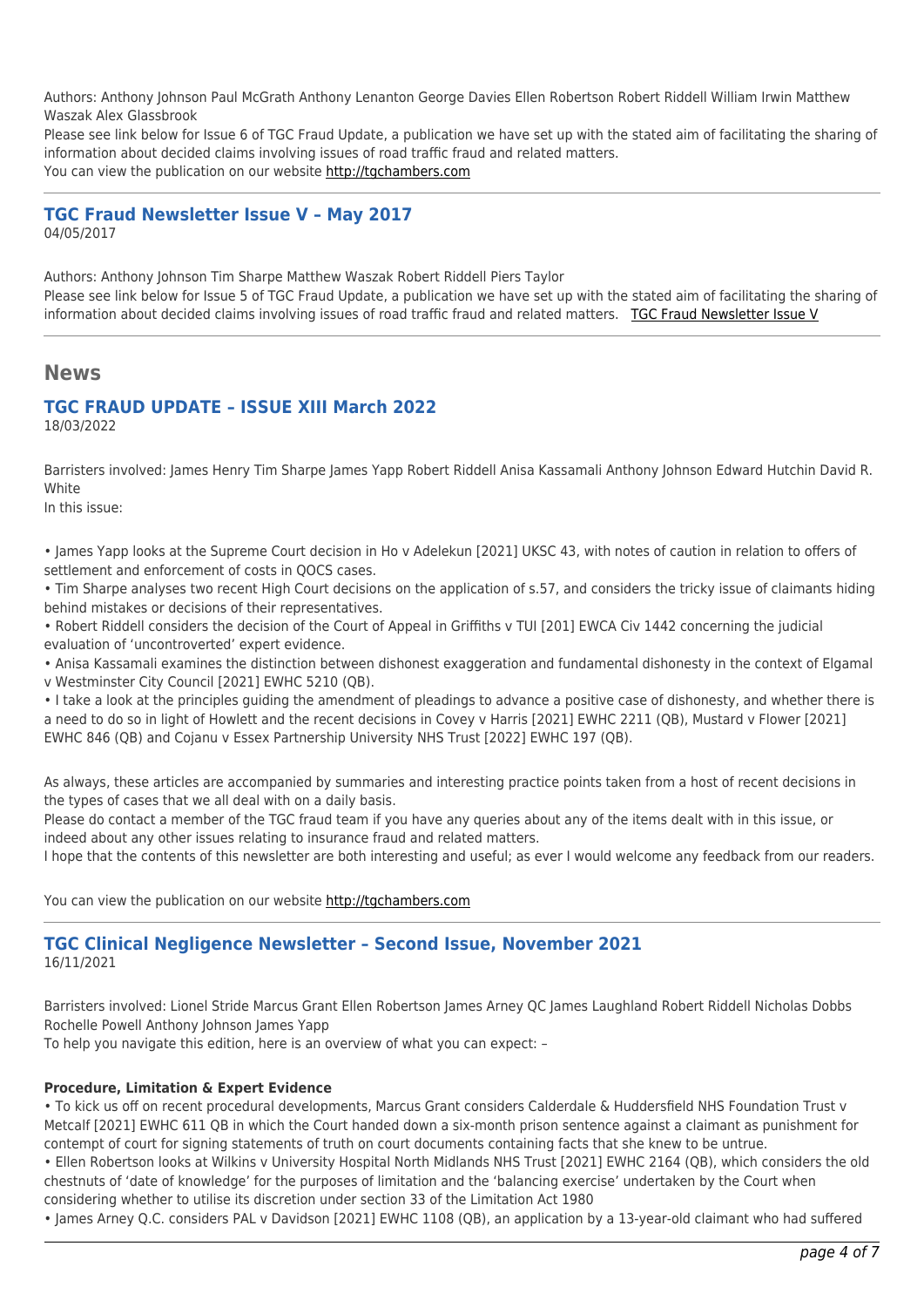Authors: Anthony Johnson Paul McGrath Anthony Lenanton George Davies Ellen Robertson Robert Riddell William Irwin Matthew Waszak Alex Glassbrook

Please see link below for Issue 6 of TGC Fraud Update, a publication we have set up with the stated aim of facilitating the sharing of information about decided claims involving issues of road traffic fraud and related matters.

You can view the publication on our website http://tgchambers.com

---

### TGC Fraud Newsletter Issue V – May 2017

04/05/2017

Authors: Anthony Johnson Tim Sharpe Matthew Waszak Robert Riddell Piers Taylor

Please see link below for Issue 5 of TGC Fraud Update, a publication we have set up with the stated aim of facilitating the sharing of information about decided claims involving issues of road traffic fraud and related matters. TGC Fraud Newsletter Issue V

---

## News

### TGC FRAUD UPDATE – ISSUE XIII March 2022

18/03/2022

Barristers involved: James Henry Tim Sharpe James Yapp Robert Riddell Anisa Kassamali Anthony Johnson Edward Hutchin David R. White

In this issue:

- James Yapp looks at the Supreme Court decision in Ho v Adelekun [2021] UKSC 43, with notes of caution in relation to offers of settlement and enforcement of costs in QOCS cases.
- Tim Sharpe analyses two recent High Court decisions on the application of s.57, and considers the tricky issue of claimants hiding behind mistakes or decisions of their representatives.
- Robert Riddell considers the decision of the Court of Appeal in Griffiths v TUI [201] EWCA Civ 1442 concerning the judicial evaluation of 'uncontroverted' expert evidence.
- Anisa Kassamali examines the distinction between dishonest exaggeration and fundamental dishonesty in the context of Elgamal v Westminster City Council [2021] EWHC 5210 (QB).
- I take a look at the principles guiding the amendment of pleadings to advance a positive case of dishonesty, and whether there is a need to do so in light of Howlett and the recent decisions in Covey v Harris [2021] EWHC 2211 (QB), Mustard v Flower [2021] EWHC 846 (QB) and Cojanu v Essex Partnership University NHS Trust [2022] EWHC 197 (QB).

As always, these articles are accompanied by summaries and interesting practice points taken from a host of recent decisions in the types of cases that we all deal with on a daily basis.

Please do contact a member of the TGC fraud team if you have any queries about any of the items dealt with in this issue, or indeed about any other issues relating to insurance fraud and related matters.

I hope that the contents of this newsletter are both interesting and useful; as ever I would welcome any feedback from our readers.

You can view the publication on our website http://tgchambers.com

---

### TGC Clinical Negligence Newsletter – Second Issue, November 2021

16/11/2021

Barristers involved: Lionel Stride Marcus Grant Ellen Robertson James Arney QC James Laughland Robert Riddell Nicholas Dobbs Rochelle Powell Anthony Johnson James Yapp

To help you navigate this edition, here is an overview of what you can expect: –

**Procedure, Limitation & Expert Evidence**

- To kick us off on recent procedural developments, Marcus Grant considers Calderdale & Huddersfield NHS Foundation Trust v Metcalf [2021] EWHC 611 QB in which the Court handed down a six-month prison sentence against a claimant as punishment for contempt of court for signing statements of truth on court documents containing facts that she knew to be untrue.
- Ellen Robertson looks at Wilkins v University Hospital North Midlands NHS Trust [2021] EWHC 2164 (QB), which considers the old chestnuts of 'date of knowledge' for the purposes of limitation and the 'balancing exercise' undertaken by the Court when considering whether to utilise its discretion under section 33 of the Limitation Act 1980
- James Arney Q.C. considers PAL v Davidson [2021] EWHC 1108 (QB), an application by a 13-year-old claimant who had suffered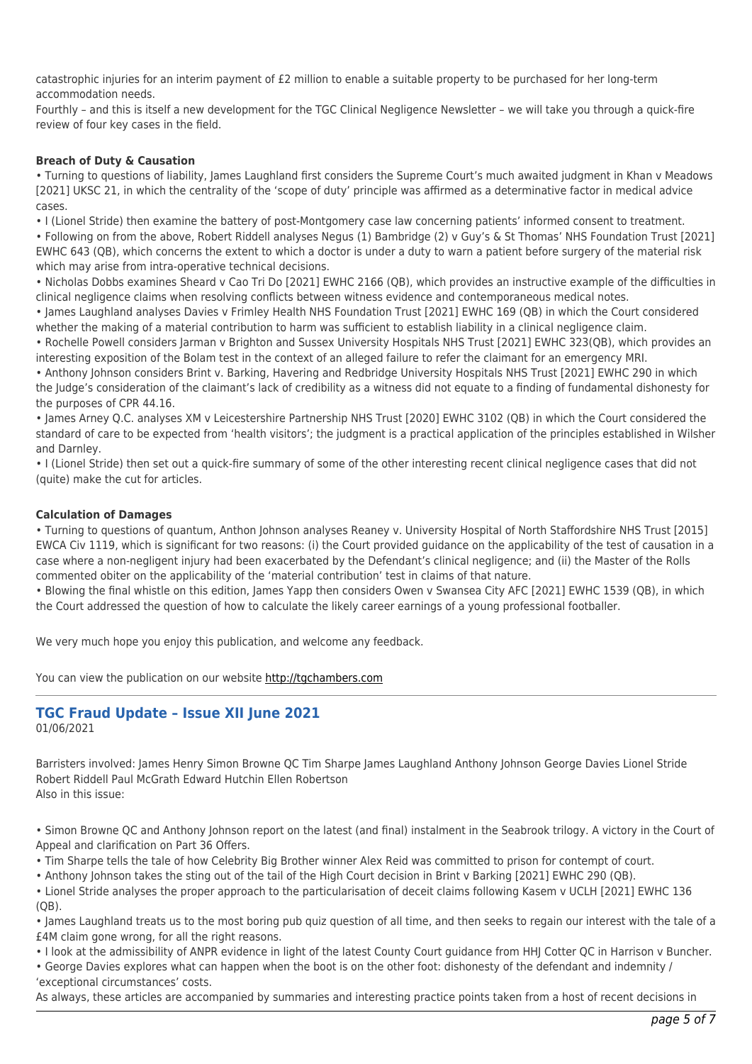catastrophic injuries for an interim payment of £2 million to enable a suitable property to be purchased for her long-term accommodation needs.
Fourthly – and this is itself a new development for the TGC Clinical Negligence Newsletter – we will take you through a quick-fire review of four key cases in the field.

**Breach of Duty & Causation**

• Turning to questions of liability, James Laughland first considers the Supreme Court's much awaited judgment in Khan v Meadows [2021] UKSC 21, in which the centrality of the 'scope of duty' principle was affirmed as a determinative factor in medical advice cases.
• I (Lionel Stride) then examine the battery of post-Montgomery case law concerning patients' informed consent to treatment.
• Following on from the above, Robert Riddell analyses Negus (1) Bambridge (2) v Guy's & St Thomas' NHS Foundation Trust [2021] EWHC 643 (QB), which concerns the extent to which a doctor is under a duty to warn a patient before surgery of the material risk which may arise from intra-operative technical decisions.
• Nicholas Dobbs examines Sheard v Cao Tri Do [2021] EWHC 2166 (QB), which provides an instructive example of the difficulties in clinical negligence claims when resolving conflicts between witness evidence and contemporaneous medical notes.
• James Laughland analyses Davies v Frimley Health NHS Foundation Trust [2021] EWHC 169 (QB) in which the Court considered whether the making of a material contribution to harm was sufficient to establish liability in a clinical negligence claim.
• Rochelle Powell considers Jarman v Brighton and Sussex University Hospitals NHS Trust [2021] EWHC 323(QB), which provides an interesting exposition of the Bolam test in the context of an alleged failure to refer the claimant for an emergency MRI.
• Anthony Johnson considers Brint v. Barking, Havering and Redbridge University Hospitals NHS Trust [2021] EWHC 290 in which the Judge's consideration of the claimant's lack of credibility as a witness did not equate to a finding of fundamental dishonesty for the purposes of CPR 44.16.
• James Arney Q.C. analyses XM v Leicestershire Partnership NHS Trust [2020] EWHC 3102 (QB) in which the Court considered the standard of care to be expected from 'health visitors'; the judgment is a practical application of the principles established in Wilsher and Darnley.
• I (Lionel Stride) then set out a quick-fire summary of some of the other interesting recent clinical negligence cases that did not (quite) make the cut for articles.

**Calculation of Damages**

• Turning to questions of quantum, Anthon Johnson analyses Reaney v. University Hospital of North Staffordshire NHS Trust [2015] EWCA Civ 1119, which is significant for two reasons: (i) the Court provided guidance on the applicability of the test of causation in a case where a non-negligent injury had been exacerbated by the Defendant's clinical negligence; and (ii) the Master of the Rolls commented obiter on the applicability of the 'material contribution' test in claims of that nature.
• Blowing the final whistle on this edition, James Yapp then considers Owen v Swansea City AFC [2021] EWHC 1539 (QB), in which the Court addressed the question of how to calculate the likely career earnings of a young professional footballer.

We very much hope you enjoy this publication, and welcome any feedback.

You can view the publication on our website http://tgchambers.com

---

## TGC Fraud Update – Issue XII June 2021

01/06/2021

Barristers involved: James Henry Simon Browne QC Tim Sharpe James Laughland Anthony Johnson George Davies Lionel Stride Robert Riddell Paul McGrath Edward Hutchin Ellen Robertson
Also in this issue:

• Simon Browne QC and Anthony Johnson report on the latest (and final) instalment in the Seabrook trilogy. A victory in the Court of Appeal and clarification on Part 36 Offers.
• Tim Sharpe tells the tale of how Celebrity Big Brother winner Alex Reid was committed to prison for contempt of court.
• Anthony Johnson takes the sting out of the tail of the High Court decision in Brint v Barking [2021] EWHC 290 (QB).
• Lionel Stride analyses the proper approach to the particularisation of deceit claims following Kasem v UCLH [2021] EWHC 136 (QB).
• James Laughland treats us to the most boring pub quiz question of all time, and then seeks to regain our interest with the tale of a £4M claim gone wrong, for all the right reasons.
• I look at the admissibility of ANPR evidence in light of the latest County Court guidance from HHJ Cotter QC in Harrison v Buncher.
• George Davies explores what can happen when the boot is on the other foot: dishonesty of the defendant and indemnity / 'exceptional circumstances' costs.

As always, these articles are accompanied by summaries and interesting practice points taken from a host of recent decisions in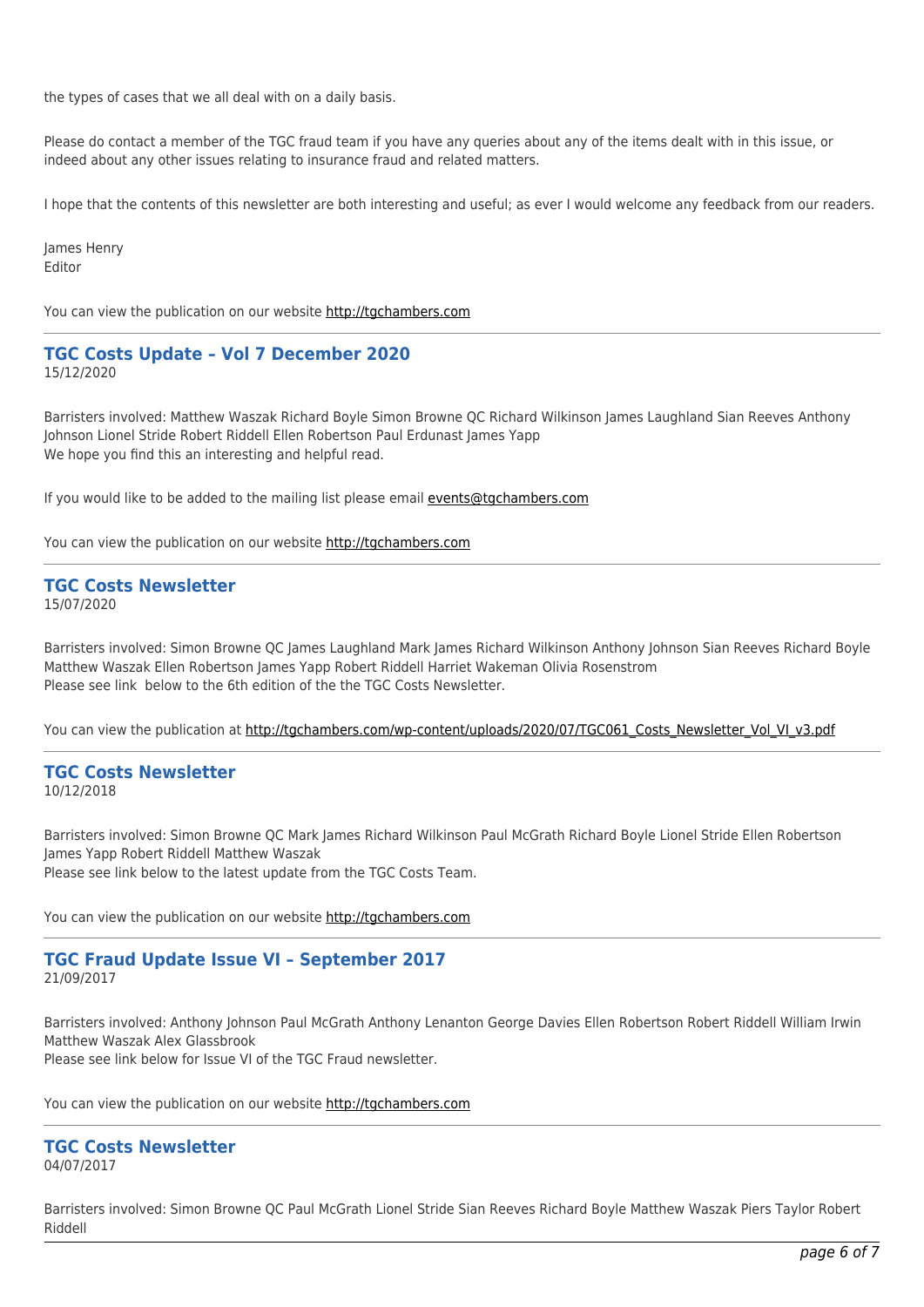the types of cases that we all deal with on a daily basis.

Please do contact a member of the TGC fraud team if you have any queries about any of the items dealt with in this issue, or indeed about any other issues relating to insurance fraud and related matters.

I hope that the contents of this newsletter are both interesting and useful; as ever I would welcome any feedback from our readers.

James Henry
Editor

You can view the publication on our website http://tgchambers.com

---

## TGC Costs Update – Vol 7 December 2020

15/12/2020

Barristers involved: Matthew Waszak Richard Boyle Simon Browne QC Richard Wilkinson James Laughland Sian Reeves Anthony Johnson Lionel Stride Robert Riddell Ellen Robertson Paul Erdunast James Yapp
We hope you find this an interesting and helpful read.

If you would like to be added to the mailing list please email events@tgchambers.com

You can view the publication on our website http://tgchambers.com

---

## TGC Costs Newsletter

15/07/2020

Barristers involved: Simon Browne QC James Laughland Mark James Richard Wilkinson Anthony Johnson Sian Reeves Richard Boyle Matthew Waszak Ellen Robertson James Yapp Robert Riddell Harriet Wakeman Olivia Rosenstrom
Please see link below to the 6th edition of the the TGC Costs Newsletter.

You can view the publication at http://tgchambers.com/wp-content/uploads/2020/07/TGC061_Costs_Newsletter_Vol_VI_v3.pdf

---

## TGC Costs Newsletter

10/12/2018

Barristers involved: Simon Browne QC Mark James Richard Wilkinson Paul McGrath Richard Boyle Lionel Stride Ellen Robertson James Yapp Robert Riddell Matthew Waszak
Please see link below to the latest update from the TGC Costs Team.

You can view the publication on our website http://tgchambers.com

---

## TGC Fraud Update Issue VI – September 2017

21/09/2017

Barristers involved: Anthony Johnson Paul McGrath Anthony Lenanton George Davies Ellen Robertson Robert Riddell William Irwin Matthew Waszak Alex Glassbrook
Please see link below for Issue VI of the TGC Fraud newsletter.

You can view the publication on our website http://tgchambers.com

---

## TGC Costs Newsletter

04/07/2017

Barristers involved: Simon Browne QC Paul McGrath Lionel Stride Sian Reeves Richard Boyle Matthew Waszak Piers Taylor Robert Riddell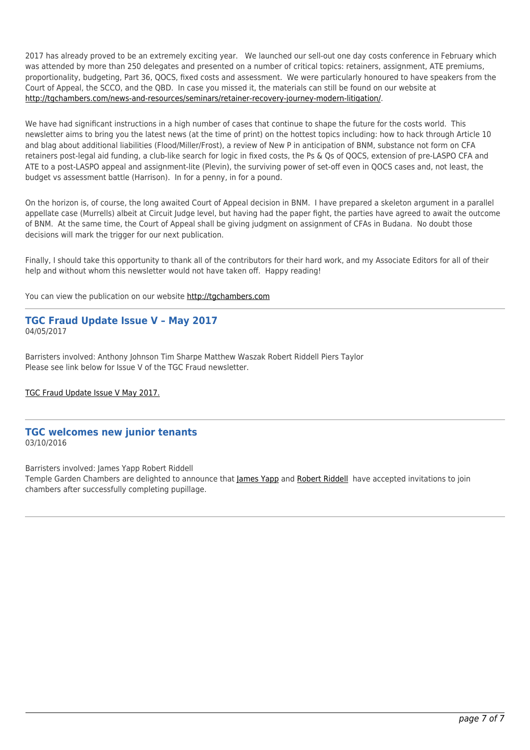2017 has already proved to be an extremely exciting year. We launched our sell-out one day costs conference in February which was attended by more than 250 delegates and presented on a number of critical topics: retainers, assignment, ATE premiums, proportionality, budgeting, Part 36, QOCS, fixed costs and assessment. We were particularly honoured to have speakers from the Court of Appeal, the SCCO, and the QBD. In case you missed it, the materials can still be found on our website at http://tgchambers.com/news-and-resources/seminars/retainer-recovery-journey-modern-litigation/.

We have had significant instructions in a high number of cases that continue to shape the future for the costs world. This newsletter aims to bring you the latest news (at the time of print) on the hottest topics including: how to hack through Article 10 and blag about additional liabilities (Flood/Miller/Frost), a review of New P in anticipation of BNM, substance not form on CFA retainers post-legal aid funding, a club-like search for logic in fixed costs, the Ps & Qs of QOCS, extension of pre-LASPO CFA and ATE to a post-LASPO appeal and assignment-lite (Plevin), the surviving power of set-off even in QOCS cases and, not least, the budget vs assessment battle (Harrison). In for a penny, in for a pound.

On the horizon is, of course, the long awaited Court of Appeal decision in BNM. I have prepared a skeleton argument in a parallel appellate case (Murrells) albeit at Circuit Judge level, but having had the paper fight, the parties have agreed to await the outcome of BNM. At the same time, the Court of Appeal shall be giving judgment on assignment of CFAs in Budana. No doubt those decisions will mark the trigger for our next publication.

Finally, I should take this opportunity to thank all of the contributors for their hard work, and my Associate Editors for all of their help and without whom this newsletter would not have taken off. Happy reading!

You can view the publication on our website http://tgchambers.com

---

## TGC Fraud Update Issue V – May 2017

04/05/2017

Barristers involved: Anthony Johnson Tim Sharpe Matthew Waszak Robert Riddell Piers Taylor
Please see link below for Issue V of the TGC Fraud newsletter.

TGC Fraud Update Issue V May 2017.

---

## TGC welcomes new junior tenants

03/10/2016

Barristers involved: James Yapp Robert Riddell
Temple Garden Chambers are delighted to announce that James Yapp and Robert Riddell have accepted invitations to join chambers after successfully completing pupillage.

---